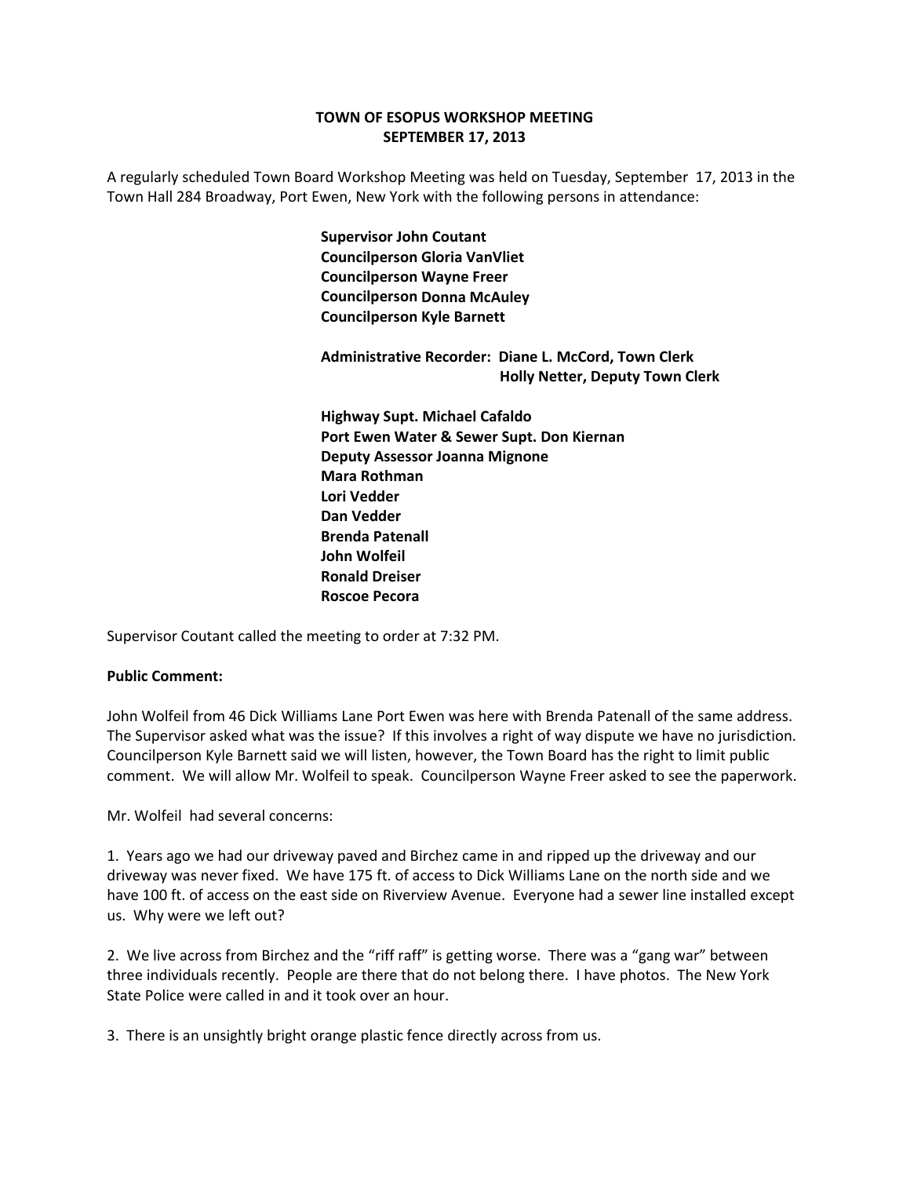# TOWN OF ESOPUS WORKSHOP MEETING
## SEPTEMBER 17, 2013

A regularly scheduled Town Board Workshop Meeting was held on Tuesday, September 17, 2013 in the Town Hall 284 Broadway, Port Ewen, New York with the following persons in attendance:

**Supervisor John Coutant**
**Councilperson Gloria VanVliet**
**Councilperson Wayne Freer**
**Councilperson Donna McAuley**
**Councilperson Kyle Barnett**

**Administrative Recorder: Diane L. McCord, Town Clerk**
**Holly Netter, Deputy Town Clerk**

**Highway Supt. Michael Cafaldo**
**Port Ewen Water & Sewer Supt. Don Kiernan**
**Deputy Assessor Joanna Mignone**
**Mara Rothman**
**Lori Vedder**
**Dan Vedder**
**Brenda Patenall**
**John Wolfeil**
**Ronald Dreiser**
**Roscoe Pecora**

Supervisor Coutant called the meeting to order at 7:32 PM.

**Public Comment:**

John Wolfeil from 46 Dick Williams Lane Port Ewen was here with Brenda Patenall of the same address. The Supervisor asked what was the issue? If this involves a right of way dispute we have no jurisdiction. Councilperson Kyle Barnett said we will listen, however, the Town Board has the right to limit public comment. We will allow Mr. Wolfeil to speak. Councilperson Wayne Freer asked to see the paperwork.

Mr. Wolfeil had several concerns:

1. Years ago we had our driveway paved and Birchez came in and ripped up the driveway and our driveway was never fixed. We have 175 ft. of access to Dick Williams Lane on the north side and we have 100 ft. of access on the east side on Riverview Avenue. Everyone had a sewer line installed except us. Why were we left out?

2. We live across from Birchez and the "riff raff" is getting worse. There was a "gang war" between three individuals recently. People are there that do not belong there. I have photos. The New York State Police were called in and it took over an hour.

3. There is an unsightly bright orange plastic fence directly across from us.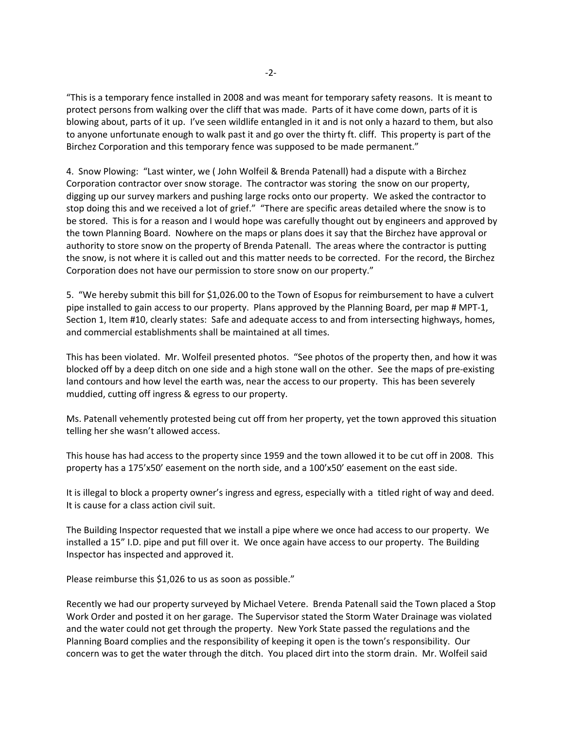"This is a temporary fence installed in 2008 and was meant for temporary safety reasons. It is meant to protect persons from walking over the cliff that was made. Parts of it have come down, parts of it is blowing about, parts of it up. I've seen wildlife entangled in it and is not only a hazard to them, but also to anyone unfortunate enough to walk past it and go over the thirty ft. cliff. This property is part of the Birchez Corporation and this temporary fence was supposed to be made permanent."

4. Snow Plowing: "Last winter, we ( John Wolfeil & Brenda Patenall) had a dispute with a Birchez Corporation contractor over snow storage. The contractor was storing the snow on our property, digging up our survey markers and pushing large rocks onto our property. We asked the contractor to stop doing this and we received a lot of grief." "There are specific areas detailed where the snow is to be stored. This is for a reason and I would hope was carefully thought out by engineers and approved by the town Planning Board. Nowhere on the maps or plans does it say that the Birchez have approval or authority to store snow on the property of Brenda Patenall. The areas where the contractor is putting the snow, is not where it is called out and this matter needs to be corrected. For the record, the Birchez Corporation does not have our permission to store snow on our property."

5. "We hereby submit this bill for $1,026.00 to the Town of Esopus for reimbursement to have a culvert pipe installed to gain access to our property. Plans approved by the Planning Board, per map # MPT-1, Section 1, Item #10, clearly states: Safe and adequate access to and from intersecting highways, homes, and commercial establishments shall be maintained at all times.

This has been violated. Mr. Wolfeil presented photos. "See photos of the property then, and how it was blocked off by a deep ditch on one side and a high stone wall on the other. See the maps of pre-existing land contours and how level the earth was, near the access to our property. This has been severely muddied, cutting off ingress & egress to our property.

Ms. Patenall vehemently protested being cut off from her property, yet the town approved this situation telling her she wasn't allowed access.

This house has had access to the property since 1959 and the town allowed it to be cut off in 2008. This property has a 175'x50' easement on the north side, and a 100'x50' easement on the east side.

It is illegal to block a property owner's ingress and egress, especially with a titled right of way and deed. It is cause for a class action civil suit.

The Building Inspector requested that we install a pipe where we once had access to our property. We installed a 15" I.D. pipe and put fill over it. We once again have access to our property. The Building Inspector has inspected and approved it.

Please reimburse this $1,026 to us as soon as possible."

Recently we had our property surveyed by Michael Vetere. Brenda Patenall said the Town placed a Stop Work Order and posted it on her garage. The Supervisor stated the Storm Water Drainage was violated and the water could not get through the property. New York State passed the regulations and the Planning Board complies and the responsibility of keeping it open is the town's responsibility. Our concern was to get the water through the ditch. You placed dirt into the storm drain. Mr. Wolfeil said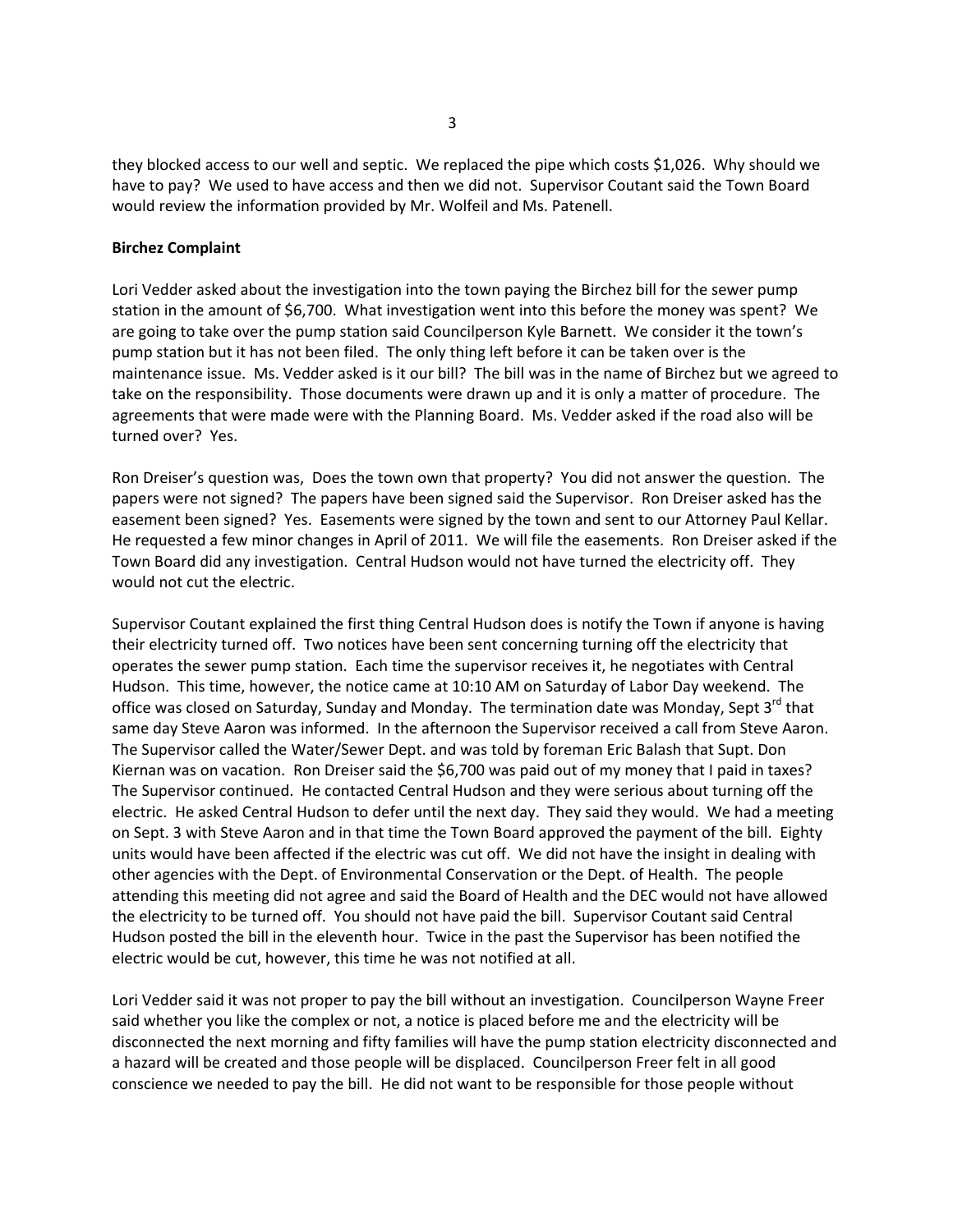they blocked access to our well and septic. We replaced the pipe which costs $1,026. Why should we have to pay? We used to have access and then we did not. Supervisor Coutant said the Town Board would review the information provided by Mr. Wolfeil and Ms. Patenell.

**Birchez Complaint**

Lori Vedder asked about the investigation into the town paying the Birchez bill for the sewer pump station in the amount of $6,700. What investigation went into this before the money was spent? We are going to take over the pump station said Councilperson Kyle Barnett. We consider it the town's pump station but it has not been filed. The only thing left before it can be taken over is the maintenance issue. Ms. Vedder asked is it our bill? The bill was in the name of Birchez but we agreed to take on the responsibility. Those documents were drawn up and it is only a matter of procedure. The agreements that were made were with the Planning Board. Ms. Vedder asked if the road also will be turned over? Yes.

Ron Dreiser's question was, Does the town own that property? You did not answer the question. The papers were not signed? The papers have been signed said the Supervisor. Ron Dreiser asked has the easement been signed? Yes. Easements were signed by the town and sent to our Attorney Paul Kellar. He requested a few minor changes in April of 2011. We will file the easements. Ron Dreiser asked if the Town Board did any investigation. Central Hudson would not have turned the electricity off. They would not cut the electric.

Supervisor Coutant explained the first thing Central Hudson does is notify the Town if anyone is having their electricity turned off. Two notices have been sent concerning turning off the electricity that operates the sewer pump station. Each time the supervisor receives it, he negotiates with Central Hudson. This time, however, the notice came at 10:10 AM on Saturday of Labor Day weekend. The office was closed on Saturday, Sunday and Monday. The termination date was Monday, Sept 3rd that same day Steve Aaron was informed. In the afternoon the Supervisor received a call from Steve Aaron. The Supervisor called the Water/Sewer Dept. and was told by foreman Eric Balash that Supt. Don Kiernan was on vacation. Ron Dreiser said the $6,700 was paid out of my money that I paid in taxes? The Supervisor continued. He contacted Central Hudson and they were serious about turning off the electric. He asked Central Hudson to defer until the next day. They said they would. We had a meeting on Sept. 3 with Steve Aaron and in that time the Town Board approved the payment of the bill. Eighty units would have been affected if the electric was cut off. We did not have the insight in dealing with other agencies with the Dept. of Environmental Conservation or the Dept. of Health. The people attending this meeting did not agree and said the Board of Health and the DEC would not have allowed the electricity to be turned off. You should not have paid the bill. Supervisor Coutant said Central Hudson posted the bill in the eleventh hour. Twice in the past the Supervisor has been notified the electric would be cut, however, this time he was not notified at all.

Lori Vedder said it was not proper to pay the bill without an investigation. Councilperson Wayne Freer said whether you like the complex or not, a notice is placed before me and the electricity will be disconnected the next morning and fifty families will have the pump station electricity disconnected and a hazard will be created and those people will be displaced. Councilperson Freer felt in all good conscience we needed to pay the bill. He did not want to be responsible for those people without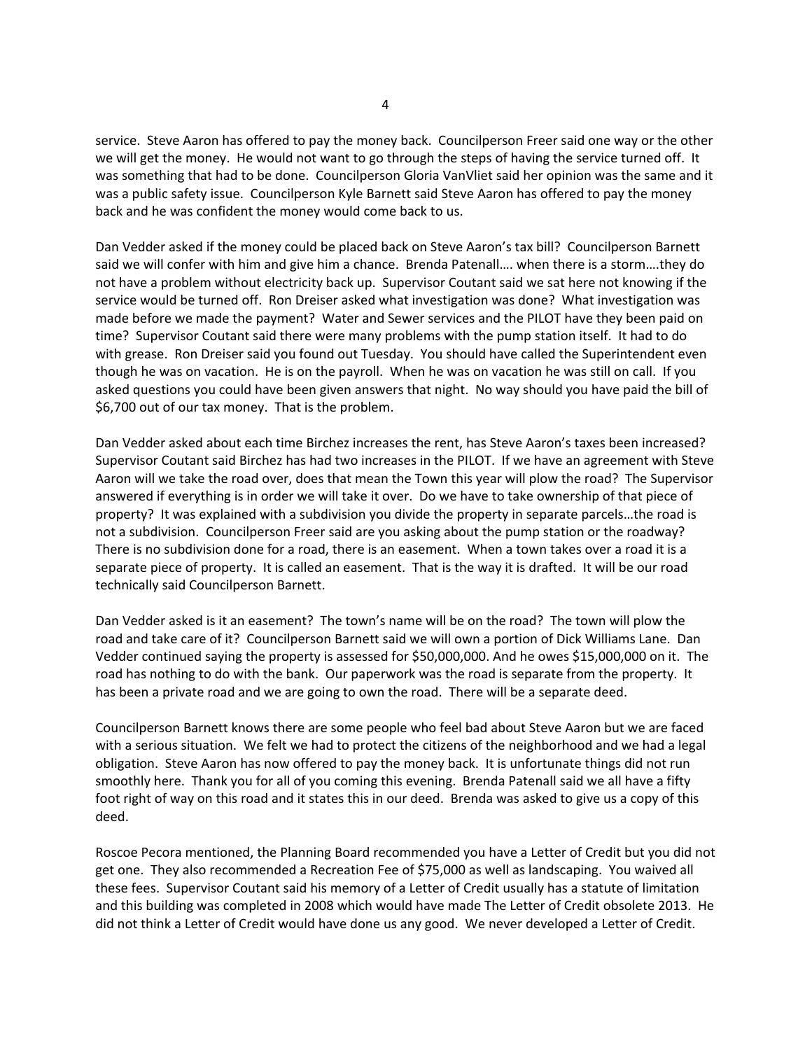service. Steve Aaron has offered to pay the money back. Councilperson Freer said one way or the other we will get the money. He would not want to go through the steps of having the service turned off. It was something that had to be done. Councilperson Gloria VanVliet said her opinion was the same and it was a public safety issue. Councilperson Kyle Barnett said Steve Aaron has offered to pay the money back and he was confident the money would come back to us.

Dan Vedder asked if the money could be placed back on Steve Aaron's tax bill? Councilperson Barnett said we will confer with him and give him a chance. Brenda Patenall…. when there is a storm….they do not have a problem without electricity back up. Supervisor Coutant said we sat here not knowing if the service would be turned off. Ron Dreiser asked what investigation was done? What investigation was made before we made the payment? Water and Sewer services and the PILOT have they been paid on time? Supervisor Coutant said there were many problems with the pump station itself. It had to do with grease. Ron Dreiser said you found out Tuesday. You should have called the Superintendent even though he was on vacation. He is on the payroll. When he was on vacation he was still on call. If you asked questions you could have been given answers that night. No way should you have paid the bill of $6,700 out of our tax money. That is the problem.

Dan Vedder asked about each time Birchez increases the rent, has Steve Aaron's taxes been increased? Supervisor Coutant said Birchez has had two increases in the PILOT. If we have an agreement with Steve Aaron will we take the road over, does that mean the Town this year will plow the road? The Supervisor answered if everything is in order we will take it over. Do we have to take ownership of that piece of property? It was explained with a subdivision you divide the property in separate parcels…the road is not a subdivision. Councilperson Freer said are you asking about the pump station or the roadway? There is no subdivision done for a road, there is an easement. When a town takes over a road it is a separate piece of property. It is called an easement. That is the way it is drafted. It will be our road technically said Councilperson Barnett.

Dan Vedder asked is it an easement? The town's name will be on the road? The town will plow the road and take care of it? Councilperson Barnett said we will own a portion of Dick Williams Lane. Dan Vedder continued saying the property is assessed for $50,000,000. And he owes $15,000,000 on it. The road has nothing to do with the bank. Our paperwork was the road is separate from the property. It has been a private road and we are going to own the road. There will be a separate deed.

Councilperson Barnett knows there are some people who feel bad about Steve Aaron but we are faced with a serious situation. We felt we had to protect the citizens of the neighborhood and we had a legal obligation. Steve Aaron has now offered to pay the money back. It is unfortunate things did not run smoothly here. Thank you for all of you coming this evening. Brenda Patenall said we all have a fifty foot right of way on this road and it states this in our deed. Brenda was asked to give us a copy of this deed.

Roscoe Pecora mentioned, the Planning Board recommended you have a Letter of Credit but you did not get one. They also recommended a Recreation Fee of $75,000 as well as landscaping. You waived all these fees. Supervisor Coutant said his memory of a Letter of Credit usually has a statute of limitation and this building was completed in 2008 which would have made The Letter of Credit obsolete 2013. He did not think a Letter of Credit would have done us any good. We never developed a Letter of Credit.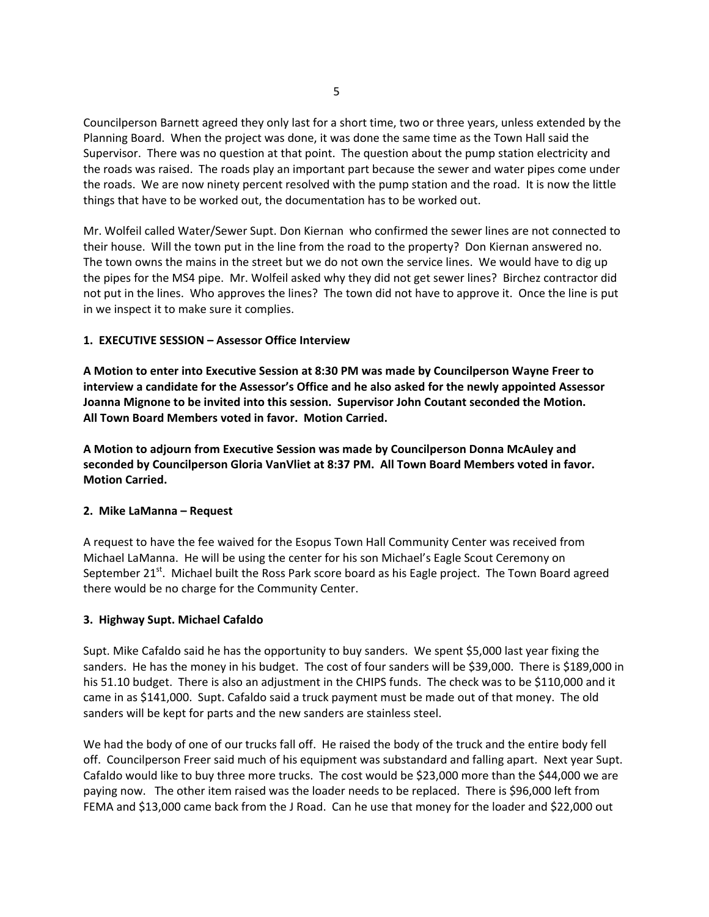Councilperson Barnett agreed they only last for a short time, two or three years, unless extended by the Planning Board. When the project was done, it was done the same time as the Town Hall said the Supervisor. There was no question at that point. The question about the pump station electricity and the roads was raised. The roads play an important part because the sewer and water pipes come under the roads. We are now ninety percent resolved with the pump station and the road. It is now the little things that have to be worked out, the documentation has to be worked out.

Mr. Wolfeil called Water/Sewer Supt. Don Kiernan who confirmed the sewer lines are not connected to their house. Will the town put in the line from the road to the property? Don Kiernan answered no. The town owns the mains in the street but we do not own the service lines. We would have to dig up the pipes for the MS4 pipe. Mr. Wolfeil asked why they did not get sewer lines? Birchez contractor did not put in the lines. Who approves the lines? The town did not have to approve it. Once the line is put in we inspect it to make sure it complies.

**1. EXECUTIVE SESSION – Assessor Office Interview**

**A Motion to enter into Executive Session at 8:30 PM was made by Councilperson Wayne Freer to interview a candidate for the Assessor's Office and he also asked for the newly appointed Assessor Joanna Mignone to be invited into this session. Supervisor John Coutant seconded the Motion. All Town Board Members voted in favor. Motion Carried.**

**A Motion to adjourn from Executive Session was made by Councilperson Donna McAuley and seconded by Councilperson Gloria VanVliet at 8:37 PM. All Town Board Members voted in favor. Motion Carried.**

**2. Mike LaManna – Request**

A request to have the fee waived for the Esopus Town Hall Community Center was received from Michael LaManna. He will be using the center for his son Michael's Eagle Scout Ceremony on September 21st. Michael built the Ross Park score board as his Eagle project. The Town Board agreed there would be no charge for the Community Center.

**3. Highway Supt. Michael Cafaldo**

Supt. Mike Cafaldo said he has the opportunity to buy sanders. We spent $5,000 last year fixing the sanders. He has the money in his budget. The cost of four sanders will be $39,000. There is $189,000 in his 51.10 budget. There is also an adjustment in the CHIPS funds. The check was to be $110,000 and it came in as $141,000. Supt. Cafaldo said a truck payment must be made out of that money. The old sanders will be kept for parts and the new sanders are stainless steel.

We had the body of one of our trucks fall off. He raised the body of the truck and the entire body fell off. Councilperson Freer said much of his equipment was substandard and falling apart. Next year Supt. Cafaldo would like to buy three more trucks. The cost would be $23,000 more than the $44,000 we are paying now. The other item raised was the loader needs to be replaced. There is $96,000 left from FEMA and $13,000 came back from the J Road. Can he use that money for the loader and $22,000 out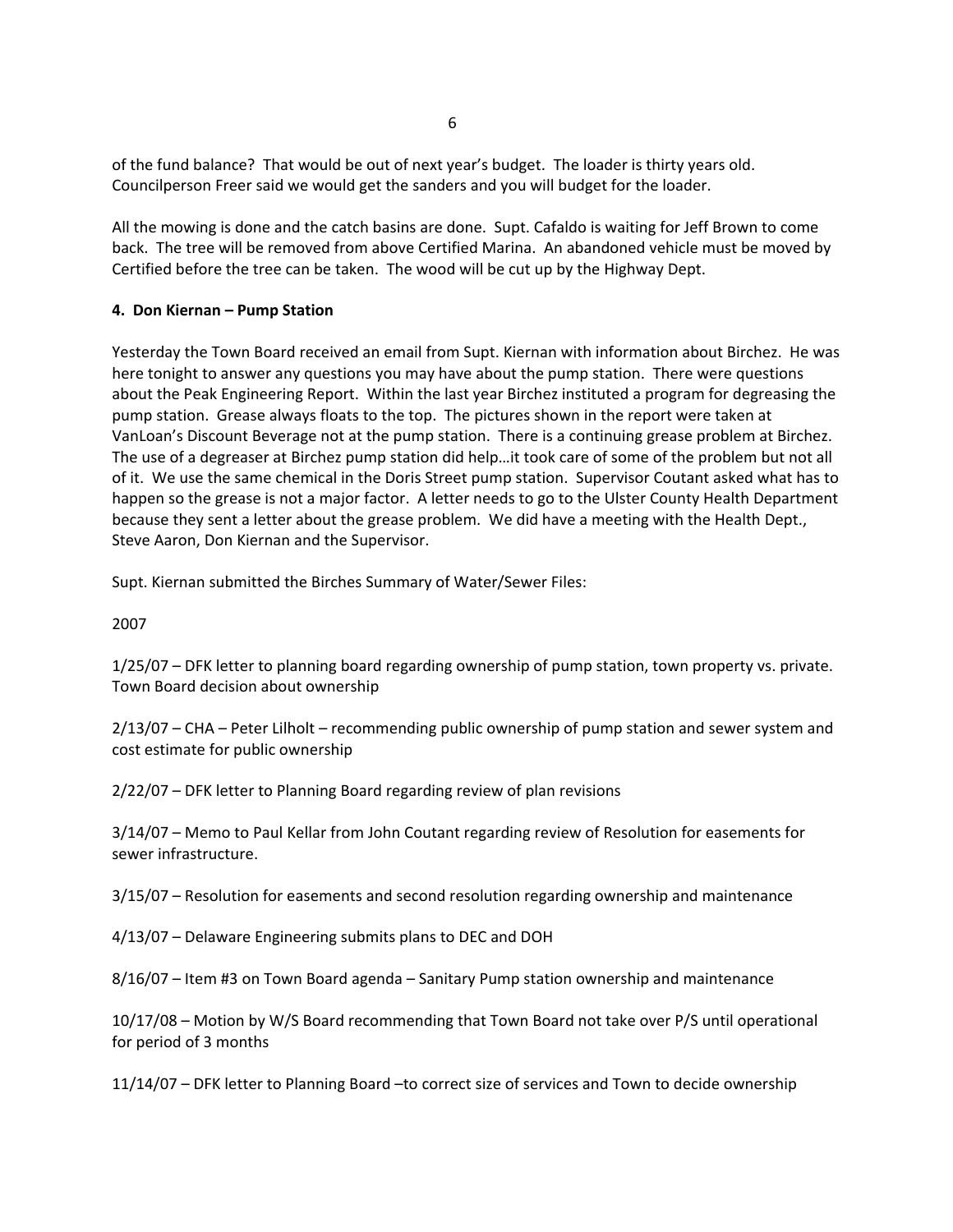of the fund balance? That would be out of next year's budget. The loader is thirty years old. Councilperson Freer said we would get the sanders and you will budget for the loader.

All the mowing is done and the catch basins are done. Supt. Cafaldo is waiting for Jeff Brown to come back. The tree will be removed from above Certified Marina. An abandoned vehicle must be moved by Certified before the tree can be taken. The wood will be cut up by the Highway Dept.

**4. Don Kiernan – Pump Station**

Yesterday the Town Board received an email from Supt. Kiernan with information about Birchez. He was here tonight to answer any questions you may have about the pump station. There were questions about the Peak Engineering Report. Within the last year Birchez instituted a program for degreasing the pump station. Grease always floats to the top. The pictures shown in the report were taken at VanLoan's Discount Beverage not at the pump station. There is a continuing grease problem at Birchez. The use of a degreaser at Birchez pump station did help…it took care of some of the problem but not all of it. We use the same chemical in the Doris Street pump station. Supervisor Coutant asked what has to happen so the grease is not a major factor. A letter needs to go to the Ulster County Health Department because they sent a letter about the grease problem. We did have a meeting with the Health Dept., Steve Aaron, Don Kiernan and the Supervisor.

Supt. Kiernan submitted the Birches Summary of Water/Sewer Files:

2007

1/25/07 – DFK letter to planning board regarding ownership of pump station, town property vs. private. Town Board decision about ownership

2/13/07 – CHA – Peter Lilholt – recommending public ownership of pump station and sewer system and cost estimate for public ownership

2/22/07 – DFK letter to Planning Board regarding review of plan revisions

3/14/07 – Memo to Paul Kellar from John Coutant regarding review of Resolution for easements for sewer infrastructure.

3/15/07 – Resolution for easements and second resolution regarding ownership and maintenance

4/13/07 – Delaware Engineering submits plans to DEC and DOH

8/16/07 – Item #3 on Town Board agenda – Sanitary Pump station ownership and maintenance

10/17/08 – Motion by W/S Board recommending that Town Board not take over P/S until operational for period of 3 months

11/14/07 – DFK letter to Planning Board –to correct size of services and Town to decide ownership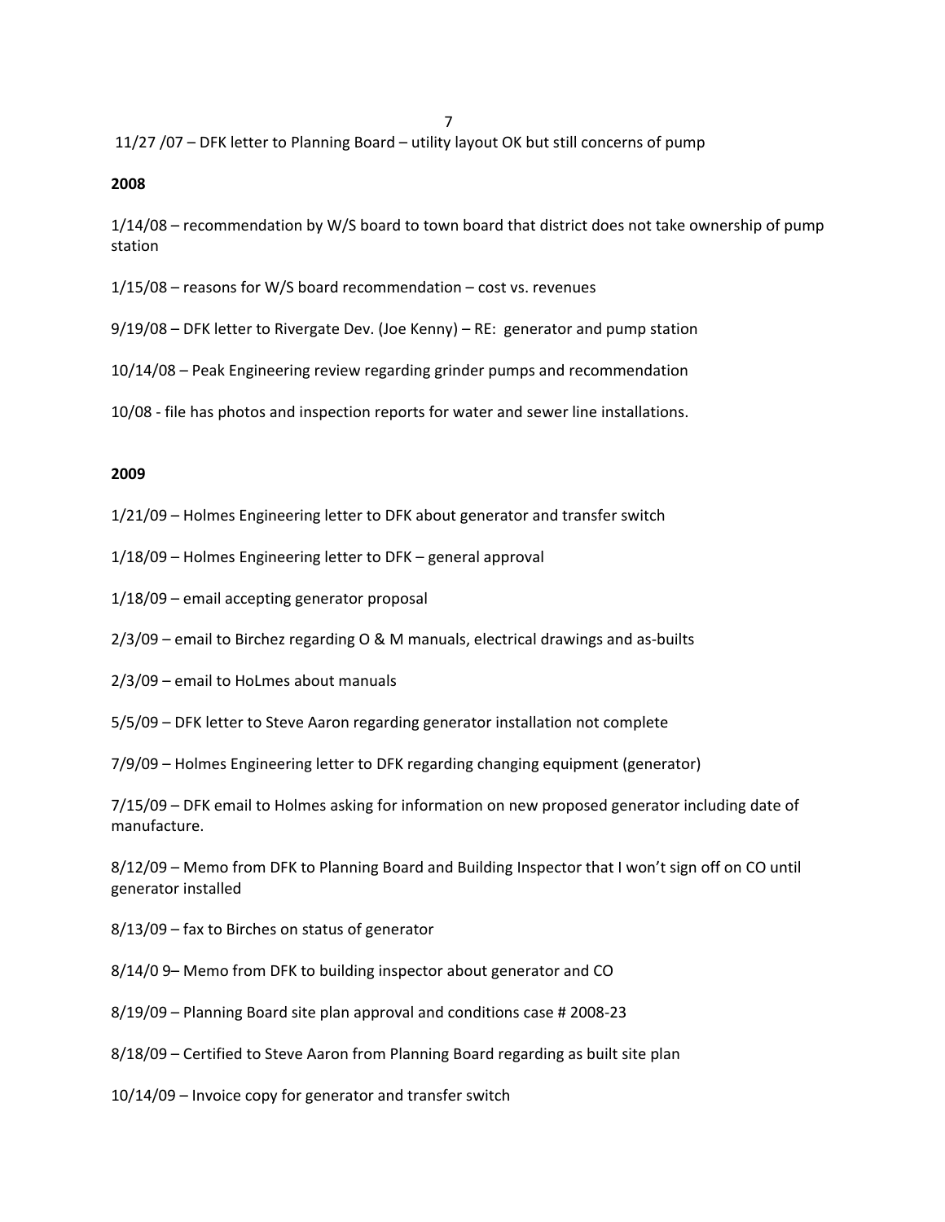11/27 /07 – DFK letter to Planning Board – utility layout OK but still concerns of pump

**2008**

1/14/08 – recommendation by W/S board to town board that district does not take ownership of pump station

1/15/08 – reasons for W/S board recommendation – cost vs. revenues

9/19/08 – DFK letter to Rivergate Dev. (Joe Kenny) – RE: generator and pump station

10/14/08 – Peak Engineering review regarding grinder pumps and recommendation

10/08 - file has photos and inspection reports for water and sewer line installations.

**2009**

1/21/09 – Holmes Engineering letter to DFK about generator and transfer switch

1/18/09 – Holmes Engineering letter to DFK – general approval

1/18/09 – email accepting generator proposal

2/3/09 – email to Birchez regarding O & M manuals, electrical drawings and as-builts

2/3/09 – email to HoLmes about manuals

5/5/09 – DFK letter to Steve Aaron regarding generator installation not complete

7/9/09 – Holmes Engineering letter to DFK regarding changing equipment (generator)

7/15/09 – DFK email to Holmes asking for information on new proposed generator including date of manufacture.

8/12/09 – Memo from DFK to Planning Board and Building Inspector that I won't sign off on CO until generator installed

8/13/09 – fax to Birches on status of generator

8/14/0 9– Memo from DFK to building inspector about generator and CO

8/19/09 – Planning Board site plan approval and conditions case # 2008-23

8/18/09 – Certified to Steve Aaron from Planning Board regarding as built site plan

10/14/09 – Invoice copy for generator and transfer switch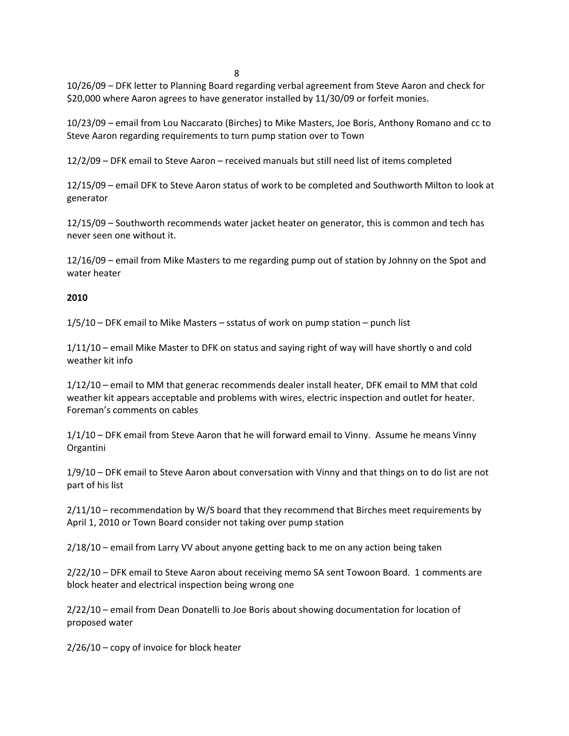10/26/09 – DFK letter to Planning Board regarding verbal agreement from Steve Aaron and check for $20,000 where Aaron agrees to have generator installed by 11/30/09 or forfeit monies.

10/23/09 – email from Lou Naccarato (Birches) to Mike Masters, Joe Boris, Anthony Romano and cc to Steve Aaron regarding requirements to turn pump station over to Town

12/2/09 – DFK email to Steve Aaron – received manuals but still need list of items completed

12/15/09 – email DFK to Steve Aaron status of work to be completed and Southworth Milton to look at generator

12/15/09 – Southworth recommends water jacket heater on generator, this is common and tech has never seen one without it.

12/16/09 – email from Mike Masters to me regarding pump out of station by Johnny on the Spot and water heater

**2010**

1/5/10 – DFK email to Mike Masters – sstatus of work on pump station – punch list

1/11/10 – email Mike Master to DFK on status and saying right of way will have shortly o and cold weather kit info

1/12/10 – email to MM that generac recommends dealer install heater, DFK email to MM that cold weather kit appears acceptable and problems with wires, electric inspection and outlet for heater. Foreman's comments on cables

1/1/10 – DFK email from Steve Aaron that he will forward email to Vinny. Assume he means Vinny Organtini

1/9/10 – DFK email to Steve Aaron about conversation with Vinny and that things on to do list are not part of his list

2/11/10 – recommendation by W/S board that they recommend that Birches meet requirements by April 1, 2010 or Town Board consider not taking over pump station

2/18/10 – email from Larry VV about anyone getting back to me on any action being taken

2/22/10 – DFK email to Steve Aaron about receiving memo SA sent Towoon Board. 1 comments are block heater and electrical inspection being wrong one

2/22/10 – email from Dean Donatelli to Joe Boris about showing documentation for location of proposed water

2/26/10 – copy of invoice for block heater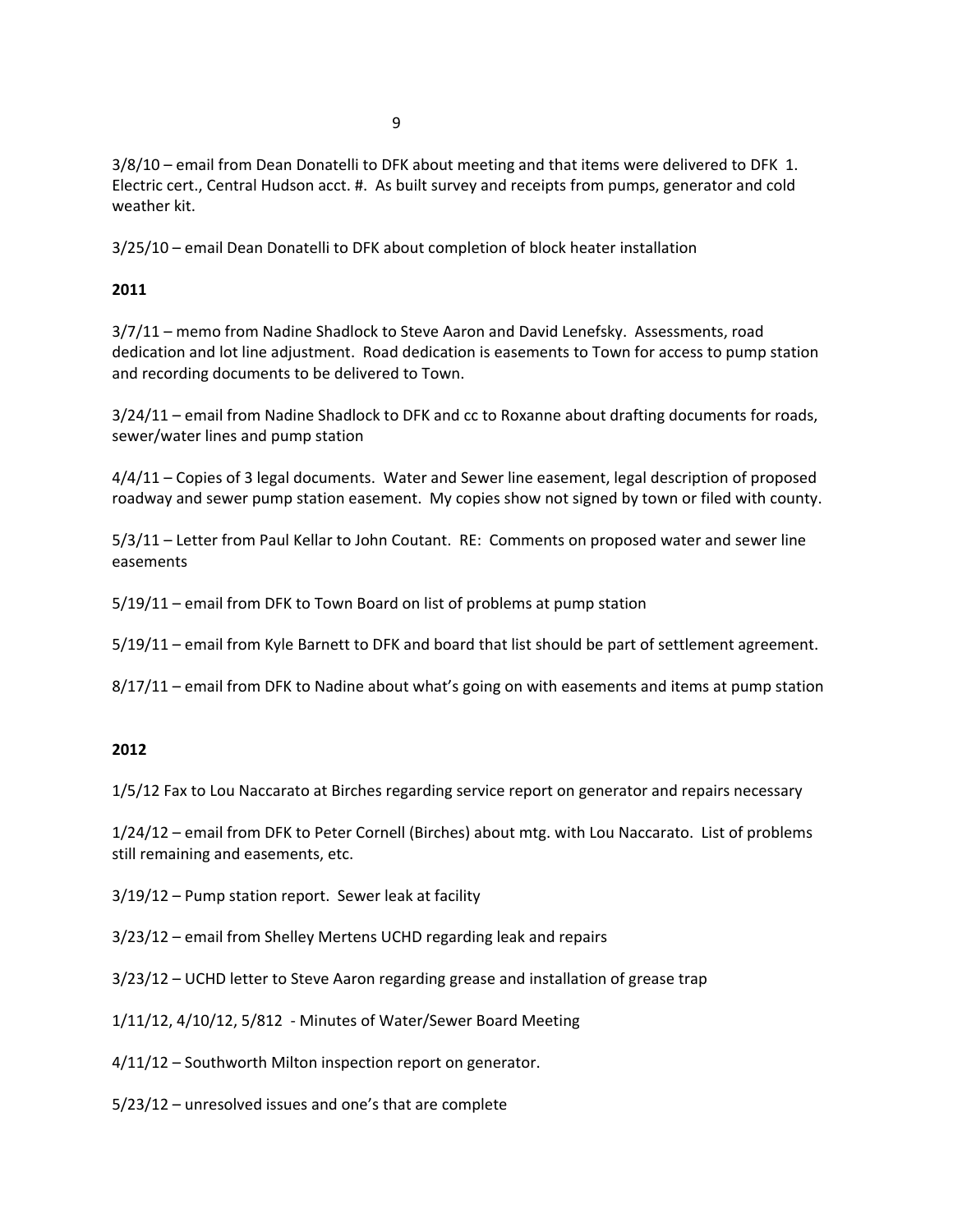3/8/10 – email from Dean Donatelli to DFK about meeting and that items were delivered to DFK 1. Electric cert., Central Hudson acct. #. As built survey and receipts from pumps, generator and cold weather kit.

3/25/10 – email Dean Donatelli to DFK about completion of block heater installation

**2011**

3/7/11 – memo from Nadine Shadlock to Steve Aaron and David Lenefsky. Assessments, road dedication and lot line adjustment. Road dedication is easements to Town for access to pump station and recording documents to be delivered to Town.

3/24/11 – email from Nadine Shadlock to DFK and cc to Roxanne about drafting documents for roads, sewer/water lines and pump station

4/4/11 – Copies of 3 legal documents. Water and Sewer line easement, legal description of proposed roadway and sewer pump station easement. My copies show not signed by town or filed with county.

5/3/11 – Letter from Paul Kellar to John Coutant. RE: Comments on proposed water and sewer line easements

5/19/11 – email from DFK to Town Board on list of problems at pump station

5/19/11 – email from Kyle Barnett to DFK and board that list should be part of settlement agreement.

8/17/11 – email from DFK to Nadine about what's going on with easements and items at pump station

**2012**

1/5/12 Fax to Lou Naccarato at Birches regarding service report on generator and repairs necessary

1/24/12 – email from DFK to Peter Cornell (Birches) about mtg. with Lou Naccarato. List of problems still remaining and easements, etc.

3/19/12 – Pump station report. Sewer leak at facility

3/23/12 – email from Shelley Mertens UCHD regarding leak and repairs

3/23/12 – UCHD letter to Steve Aaron regarding grease and installation of grease trap

1/11/12, 4/10/12, 5/812 - Minutes of Water/Sewer Board Meeting

4/11/12 – Southworth Milton inspection report on generator.

5/23/12 – unresolved issues and one's that are complete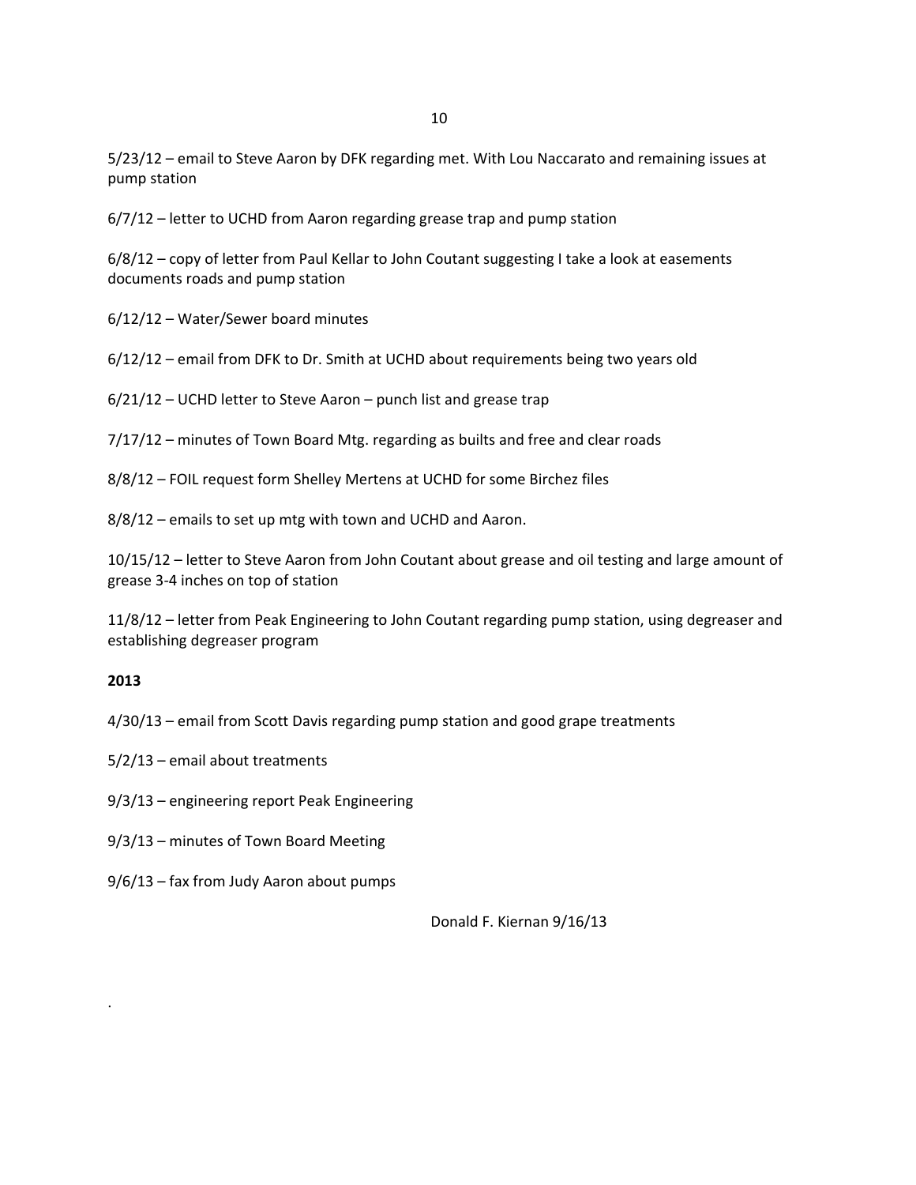5/23/12 – email to Steve Aaron by DFK regarding met. With Lou Naccarato and remaining issues at pump station

6/7/12 – letter to UCHD from Aaron regarding grease trap and pump station

6/8/12 – copy of letter from Paul Kellar to John Coutant suggesting I take a look at easements documents roads and pump station

6/12/12 – Water/Sewer board minutes

6/12/12 – email from DFK to Dr. Smith at UCHD about requirements being two years old

6/21/12 – UCHD letter to Steve Aaron – punch list and grease trap

7/17/12 – minutes of Town Board Mtg. regarding as builts and free and clear roads

8/8/12 – FOIL request form Shelley Mertens at UCHD for some Birchez files

8/8/12 – emails to set up mtg with town and UCHD and Aaron.

10/15/12 – letter to Steve Aaron from John Coutant about grease and oil testing and large amount of grease 3-4 inches on top of station

11/8/12 – letter from Peak Engineering to John Coutant regarding pump station, using degreaser and establishing degreaser program

**2013**

4/30/13 – email from Scott Davis regarding pump station and good grape treatments

5/2/13 – email about treatments

9/3/13 – engineering report Peak Engineering

9/3/13 – minutes of Town Board Meeting

9/6/13 – fax from Judy Aaron about pumps

Donald F. Kiernan 9/16/13

.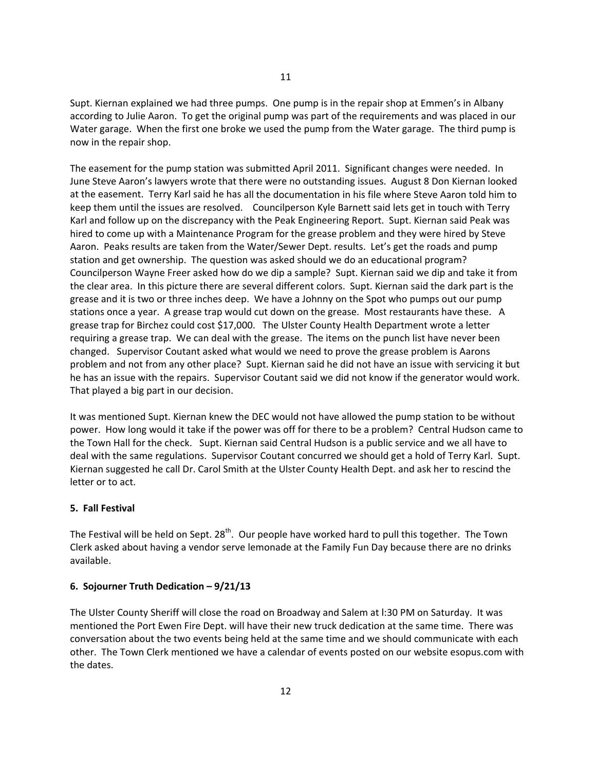Supt. Kiernan explained we had three pumps. One pump is in the repair shop at Emmen's in Albany according to Julie Aaron. To get the original pump was part of the requirements and was placed in our Water garage. When the first one broke we used the pump from the Water garage. The third pump is now in the repair shop.

The easement for the pump station was submitted April 2011. Significant changes were needed. In June Steve Aaron's lawyers wrote that there were no outstanding issues. August 8 Don Kiernan looked at the easement. Terry Karl said he has all the documentation in his file where Steve Aaron told him to keep them until the issues are resolved. Councilperson Kyle Barnett said lets get in touch with Terry Karl and follow up on the discrepancy with the Peak Engineering Report. Supt. Kiernan said Peak was hired to come up with a Maintenance Program for the grease problem and they were hired by Steve Aaron. Peaks results are taken from the Water/Sewer Dept. results. Let's get the roads and pump station and get ownership. The question was asked should we do an educational program? Councilperson Wayne Freer asked how do we dip a sample? Supt. Kiernan said we dip and take it from the clear area. In this picture there are several different colors. Supt. Kiernan said the dark part is the grease and it is two or three inches deep. We have a Johnny on the Spot who pumps out our pump stations once a year. A grease trap would cut down on the grease. Most restaurants have these. A grease trap for Birchez could cost $17,000. The Ulster County Health Department wrote a letter requiring a grease trap. We can deal with the grease. The items on the punch list have never been changed. Supervisor Coutant asked what would we need to prove the grease problem is Aarons problem and not from any other place? Supt. Kiernan said he did not have an issue with servicing it but he has an issue with the repairs. Supervisor Coutant said we did not know if the generator would work. That played a big part in our decision.

It was mentioned Supt. Kiernan knew the DEC would not have allowed the pump station to be without power. How long would it take if the power was off for there to be a problem? Central Hudson came to the Town Hall for the check. Supt. Kiernan said Central Hudson is a public service and we all have to deal with the same regulations. Supervisor Coutant concurred we should get a hold of Terry Karl. Supt. Kiernan suggested he call Dr. Carol Smith at the Ulster County Health Dept. and ask her to rescind the letter or to act.

**5. Fall Festival**

The Festival will be held on Sept. 28th. Our people have worked hard to pull this together. The Town Clerk asked about having a vendor serve lemonade at the Family Fun Day because there are no drinks available.

**6. Sojourner Truth Dedication – 9/21/13**

The Ulster County Sheriff will close the road on Broadway and Salem at l:30 PM on Saturday. It was mentioned the Port Ewen Fire Dept. will have their new truck dedication at the same time. There was conversation about the two events being held at the same time and we should communicate with each other. The Town Clerk mentioned we have a calendar of events posted on our website esopus.com with the dates.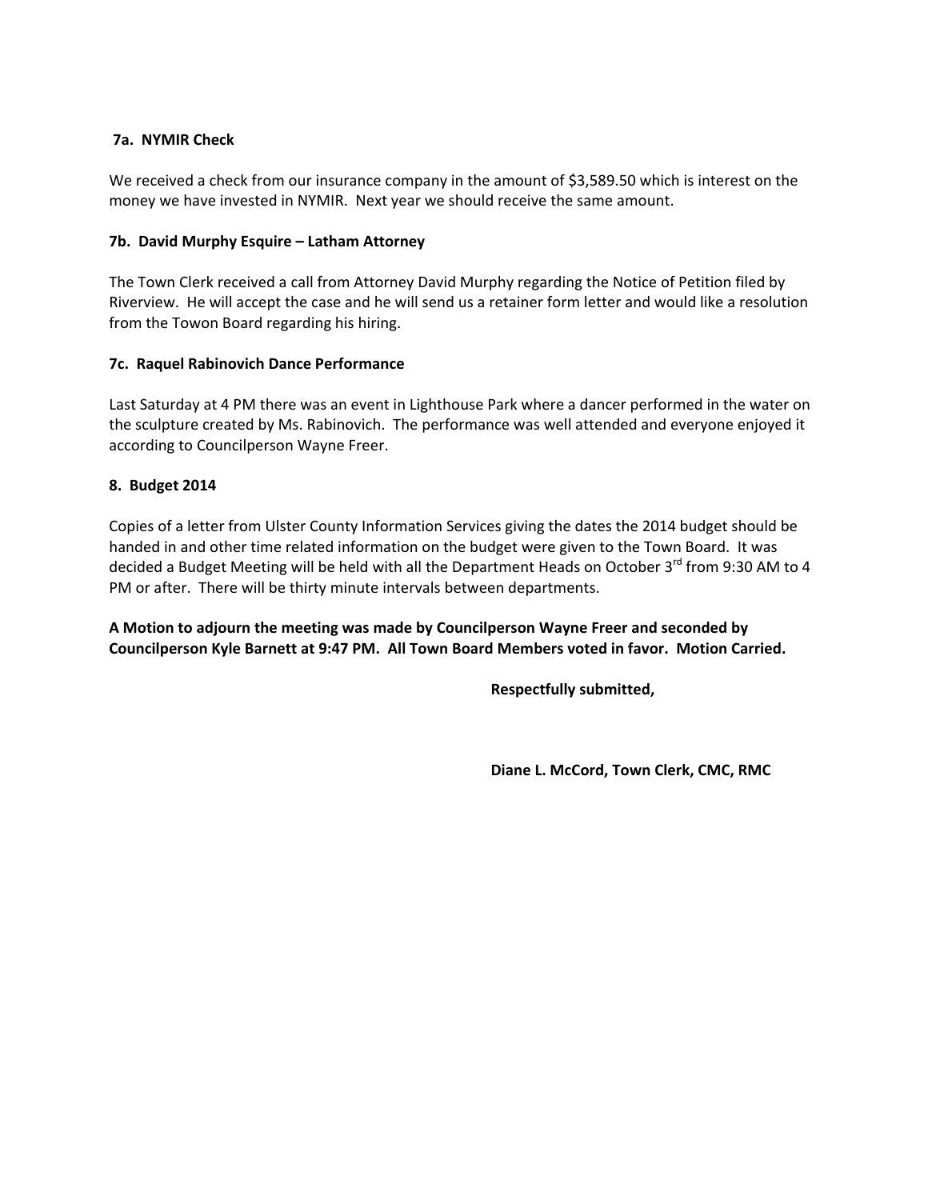**7a. NYMIR Check**

We received a check from our insurance company in the amount of $3,589.50 which is interest on the money we have invested in NYMIR. Next year we should receive the same amount.

**7b. David Murphy Esquire – Latham Attorney**

The Town Clerk received a call from Attorney David Murphy regarding the Notice of Petition filed by Riverview. He will accept the case and he will send us a retainer form letter and would like a resolution from the Towon Board regarding his hiring.

**7c. Raquel Rabinovich Dance Performance**

Last Saturday at 4 PM there was an event in Lighthouse Park where a dancer performed in the water on the sculpture created by Ms. Rabinovich. The performance was well attended and everyone enjoyed it according to Councilperson Wayne Freer.

**8. Budget 2014**

Copies of a letter from Ulster County Information Services giving the dates the 2014 budget should be handed in and other time related information on the budget were given to the Town Board. It was decided a Budget Meeting will be held with all the Department Heads on October 3rd from 9:30 AM to 4 PM or after. There will be thirty minute intervals between departments.

**A Motion to adjourn the meeting was made by Councilperson Wayne Freer and seconded by Councilperson Kyle Barnett at 9:47 PM. All Town Board Members voted in favor. Motion Carried.**

**Respectfully submitted,**

**Diane L. McCord, Town Clerk, CMC, RMC**